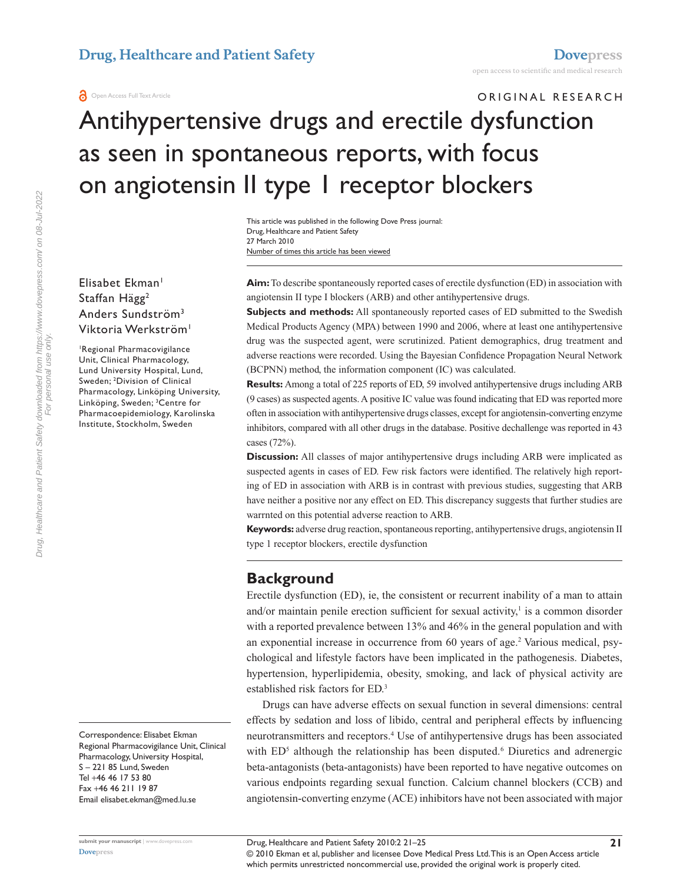ORIGINAL RESEARCH

# Antihypertensive drugs and erectile dysfunction as seen in spontaneous reports, with focus on angiotensin II type 1 receptor blockers

Elisabet Ekman[1]
Staffan Hägg[2]
Anders Sundström[3]
Viktoria Werkström[1]

[1]Regional Pharmacovigilance Unit, Clinical Pharmacology, Lund University Hospital, Lund, Sweden; [2]Division of Clinical Pharmacology, Linköping University, Linköping, Sweden; [3]Centre for Pharmacoepidemiology, Karolinska Institute, Stockholm, Sweden

Correspondence: Elisabet Ekman
Regional Pharmacovigilance Unit, Clinical Pharmacology, University Hospital, S – 221 85 Lund, Sweden
Tel +46 46 17 53 80
Fax +46 46 211 19 87
Email elisabet.ekman@med.lu.se

**Aim:** To describe spontaneously reported cases of erectile dysfunction (ED) in association with angiotensin II type I blockers (ARB) and other antihypertensive drugs.

**Subjects and methods:** All spontaneously reported cases of ED submitted to the Swedish Medical Products Agency (MPA) between 1990 and 2006, where at least one antihypertensive drug was the suspected agent, were scrutinized. Patient demographics, drug treatment and adverse reactions were recorded. Using the Bayesian Confidence Propagation Neural Network (BCPNN) method, the information component (IC) was calculated.

**Results:** Among a total of 225 reports of ED, 59 involved antihypertensive drugs including ARB (9 cases) as suspected agents. A positive IC value was found indicating that ED was reported more often in association with antihypertensive drugs classes, except for angiotensin-converting enzyme inhibitors, compared with all other drugs in the database. Positive dechallenge was reported in 43 cases (72%).

**Discussion:** All classes of major antihypertensive drugs including ARB were implicated as suspected agents in cases of ED. Few risk factors were identified. The relatively high reporting of ED in association with ARB is in contrast with previous studies, suggesting that ARB have neither a positive nor any effect on ED. This discrepancy suggests that further studies are warrnted on this potential adverse reaction to ARB.

**Keywords:** adverse drug reaction, spontaneous reporting, antihypertensive drugs, angiotensin II type 1 receptor blockers, erectile dysfunction

## Background

Erectile dysfunction (ED), ie, the consistent or recurrent inability of a man to attain and/or maintain penile erection sufficient for sexual activity,[1] is a common disorder with a reported prevalence between 13% and 46% in the general population and with an exponential increase in occurrence from 60 years of age.[2] Various medical, psychological and lifestyle factors have been implicated in the pathogenesis. Diabetes, hypertension, hyperlipidemia, obesity, smoking, and lack of physical activity are established risk factors for ED.[3]

Drugs can have adverse effects on sexual function in several dimensions: central effects by sedation and loss of libido, central and peripheral effects by influencing neurotransmitters and receptors.[4] Use of antihypertensive drugs has been associated with ED[5] although the relationship has been disputed.[6] Diuretics and adrenergic beta-antagonists (beta-antagonists) have been reported to have negative outcomes on various endpoints regarding sexual function. Calcium channel blockers (CCB) and angiotensin-converting enzyme (ACE) inhibitors have not been associated with major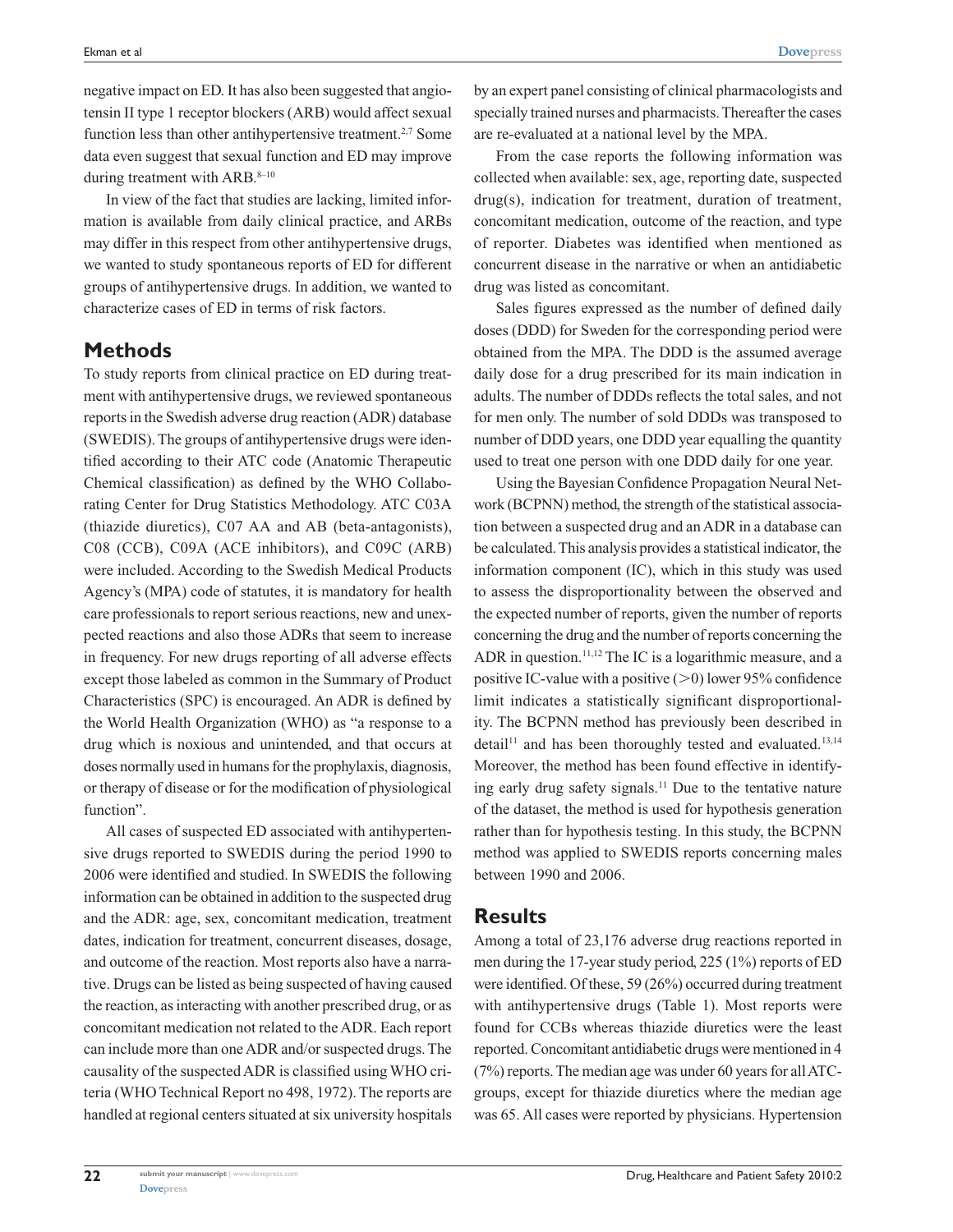negative impact on ED. It has also been suggested that angiotensin II type 1 receptor blockers (ARB) would affect sexual function less than other antihypertensive treatment.[2,7] Some data even suggest that sexual function and ED may improve during treatment with ARB.[8–10]

In view of the fact that studies are lacking, limited information is available from daily clinical practice, and ARBs may differ in this respect from other antihypertensive drugs, we wanted to study spontaneous reports of ED for different groups of antihypertensive drugs. In addition, we wanted to characterize cases of ED in terms of risk factors.

## Methods

To study reports from clinical practice on ED during treatment with antihypertensive drugs, we reviewed spontaneous reports in the Swedish adverse drug reaction (ADR) database (SWEDIS). The groups of antihypertensive drugs were identified according to their ATC code (Anatomic Therapeutic Chemical classification) as defined by the WHO Collaborating Center for Drug Statistics Methodology. ATC C03A (thiazide diuretics), C07 AA and AB (beta-antagonists), C08 (CCB), C09A (ACE inhibitors), and C09C (ARB) were included. According to the Swedish Medical Products Agency's (MPA) code of statutes, it is mandatory for health care professionals to report serious reactions, new and unexpected reactions and also those ADRs that seem to increase in frequency. For new drugs reporting of all adverse effects except those labeled as common in the Summary of Product Characteristics (SPC) is encouraged. An ADR is defined by the World Health Organization (WHO) as "a response to a drug which is noxious and unintended, and that occurs at doses normally used in humans for the prophylaxis, diagnosis, or therapy of disease or for the modification of physiological function".

All cases of suspected ED associated with antihypertensive drugs reported to SWEDIS during the period 1990 to 2006 were identified and studied. In SWEDIS the following information can be obtained in addition to the suspected drug and the ADR: age, sex, concomitant medication, treatment dates, indication for treatment, concurrent diseases, dosage, and outcome of the reaction. Most reports also have a narrative. Drugs can be listed as being suspected of having caused the reaction, as interacting with another prescribed drug, or as concomitant medication not related to the ADR. Each report can include more than one ADR and/or suspected drugs. The causality of the suspected ADR is classified using WHO criteria (WHO Technical Report no 498, 1972). The reports are handled at regional centers situated at six university hospitals by an expert panel consisting of clinical pharmacologists and specially trained nurses and pharmacists. Thereafter the cases are re-evaluated at a national level by the MPA.

From the case reports the following information was collected when available: sex, age, reporting date, suspected drug(s), indication for treatment, duration of treatment, concomitant medication, outcome of the reaction, and type of reporter. Diabetes was identified when mentioned as concurrent disease in the narrative or when an antidiabetic drug was listed as concomitant.

Sales figures expressed as the number of defined daily doses (DDD) for Sweden for the corresponding period were obtained from the MPA. The DDD is the assumed average daily dose for a drug prescribed for its main indication in adults. The number of DDDs reflects the total sales, and not for men only. The number of sold DDDs was transposed to number of DDD years, one DDD year equalling the quantity used to treat one person with one DDD daily for one year.

Using the Bayesian Confidence Propagation Neural Network (BCPNN) method, the strength of the statistical association between a suspected drug and an ADR in a database can be calculated. This analysis provides a statistical indicator, the information component (IC), which in this study was used to assess the disproportionality between the observed and the expected number of reports, given the number of reports concerning the drug and the number of reports concerning the ADR in question.[11,12] The IC is a logarithmic measure, and a positive IC-value with a positive ($>0$) lower 95% confidence limit indicates a statistically significant disproportionality. The BCPNN method has previously been described in detail[11] and has been thoroughly tested and evaluated.[13,14] Moreover, the method has been found effective in identifying early drug safety signals.[11] Due to the tentative nature of the dataset, the method is used for hypothesis generation rather than for hypothesis testing. In this study, the BCPNN method was applied to SWEDIS reports concerning males between 1990 and 2006.

## Results

Among a total of 23,176 adverse drug reactions reported in men during the 17-year study period, 225 (1%) reports of ED were identified. Of these, 59 (26%) occurred during treatment with antihypertensive drugs (Table 1). Most reports were found for CCBs whereas thiazide diuretics were the least reported. Concomitant antidiabetic drugs were mentioned in 4 (7%) reports. The median age was under 60 years for all ATC-groups, except for thiazide diuretics where the median age was 65. All cases were reported by physicians. Hypertension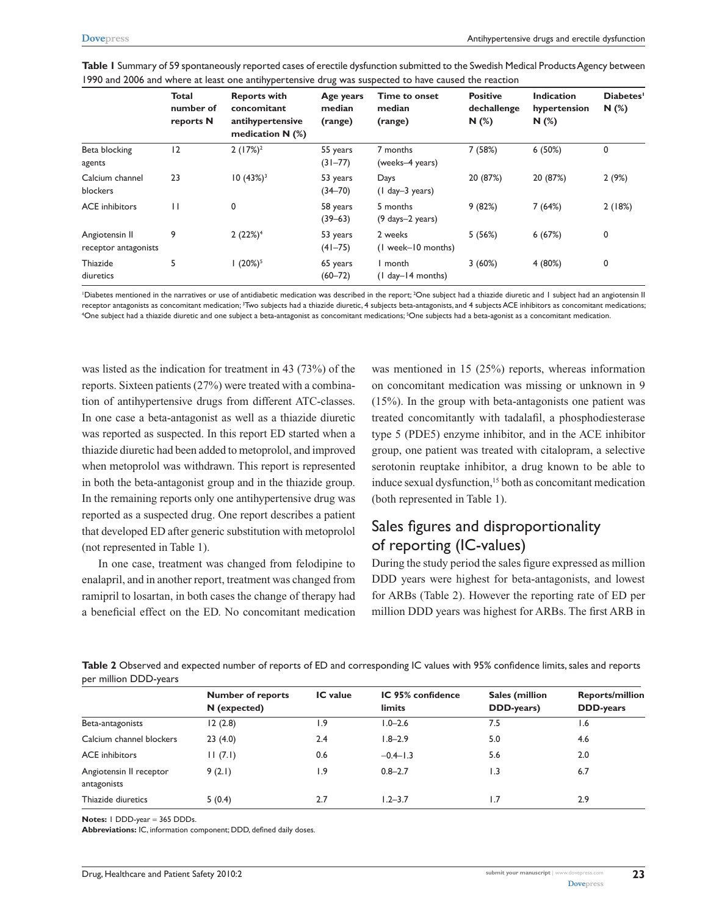**Table 1** Summary of 59 spontaneously reported cases of erectile dysfunction submitted to the Swedish Medical Products Agency between 1990 and 2006 and where at least one antihypertensive drug was suspected to have caused the reaction

| | Total number of reports N | Reports with concomitant antihypertensive medication N (%) | Age years median (range) | Time to onset median (range) | Positive dechallenge N (%) | Indication hypertension N (%) | Diabetes[1] N (%) |
|---|---|---|---|---|---|---|---|
| Beta blocking agents | 12 | 2 (17%)[2] | 55 years (31–77) | 7 months (weeks–4 years) | 7 (58%) | 6 (50%) | 0 |
| Calcium channel blockers | 23 | 10 (43%)[3] | 53 years (34–70) | Days (1 day–3 years) | 20 (87%) | 20 (87%) | 2 (9%) |
| ACE inhibitors | 11 | 0 | 58 years (39–63) | 5 months (9 days–2 years) | 9 (82%) | 7 (64%) | 2 (18%) |
| Angiotensin II receptor antagonists | 9 | 2 (22%)[4] | 53 years (41–75) | 2 weeks (1 week–10 months) | 5 (56%) | 6 (67%) | 0 |
| Thiazide diuretics | 5 | 1 (20%)[5] | 65 years (60–72) | 1 month (1 day–14 months) | 3 (60%) | 4 (80%) | 0 |

[1]Diabetes mentioned in the narratives or use of antidiabetic medication was described in the report; [2]One subject had a thiazide diuretic and 1 subject had an angiotensin II receptor antagonists as concomitant medication; [3]Two subjects had a thiazide diuretic, 4 subjects beta-antagonists, and 4 subjects ACE inhibitors as concomitant medications; [4]One subject had a thiazide diuretic and one subject a beta-antagonist as concomitant medications; [5]One subjects had a beta-agonist as a concomitant medication.

was listed as the indication for treatment in 43 (73%) of the reports. Sixteen patients (27%) were treated with a combination of antihypertensive drugs from different ATC-classes. In one case a beta-antagonist as well as a thiazide diuretic was reported as suspected. In this report ED started when a thiazide diuretic had been added to metoprolol, and improved when metoprolol was withdrawn. This report is represented in both the beta-antagonist group and in the thiazide group. In the remaining reports only one antihypertensive drug was reported as a suspected drug. One report describes a patient that developed ED after generic substitution with metoprolol (not represented in Table 1).

In one case, treatment was changed from felodipine to enalapril, and in another report, treatment was changed from ramipril to losartan, in both cases the change of therapy had a beneficial effect on the ED. No concomitant medication was mentioned in 15 (25%) reports, whereas information on concomitant medication was missing or unknown in 9 (15%). In the group with beta-antagonists one patient was treated concomitantly with tadalafil, a phosphodiesterase type 5 (PDE5) enzyme inhibitor, and in the ACE inhibitor group, one patient was treated with citalopram, a selective serotonin reuptake inhibitor, a drug known to be able to induce sexual dysfunction,[15] both as concomitant medication (both represented in Table 1).

## Sales figures and disproportionality of reporting (IC-values)

During the study period the sales figure expressed as million DDD years were highest for beta-antagonists, and lowest for ARBs (Table 2). However the reporting rate of ED per million DDD years was highest for ARBs. The first ARB in

**Table 2** Observed and expected number of reports of ED and corresponding IC values with 95% confidence limits, sales and reports per million DDD-years

| | Number of reports N (expected) | IC value | IC 95% confidence limits | Sales (million DDD-years) | Reports/million DDD-years |
|---|---|---|---|---|---|
| Beta-antagonists | 12 (2.8) | 1.9 | 1.0–2.6 | 7.5 | 1.6 |
| Calcium channel blockers | 23 (4.0) | 2.4 | 1.8–2.9 | 5.0 | 4.6 |
| ACE inhibitors | 11 (7.1) | 0.6 | −0.4–1.3 | 5.6 | 2.0 |
| Angiotensin II receptor antagonists | 9 (2.1) | 1.9 | 0.8–2.7 | 1.3 | 6.7 |
| Thiazide diuretics | 5 (0.4) | 2.7 | 1.2–3.7 | 1.7 | 2.9 |

**Notes:** 1 DDD-year = 365 DDDs.
**Abbreviations:** IC, information component; DDD, defined daily doses.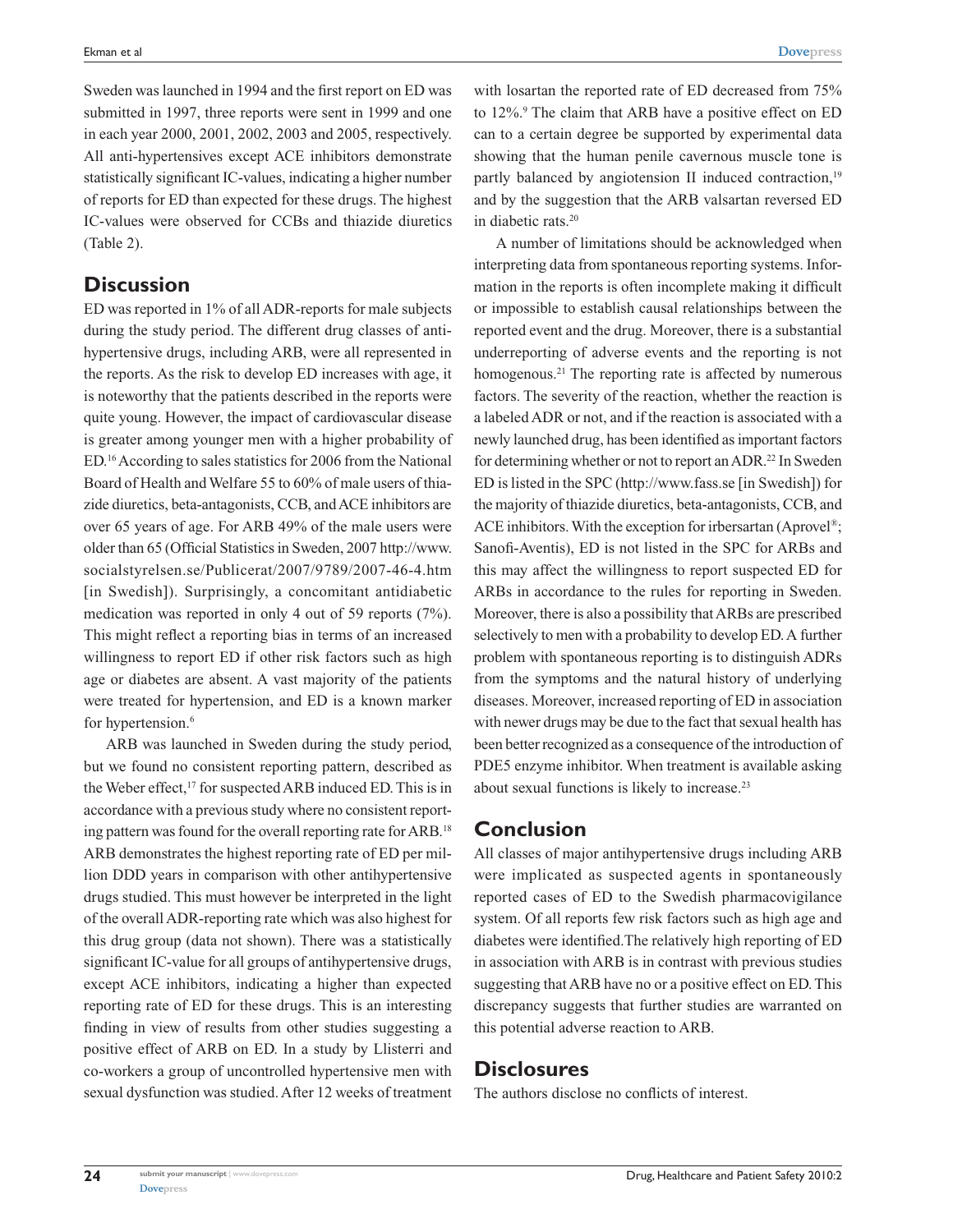Sweden was launched in 1994 and the first report on ED was submitted in 1997, three reports were sent in 1999 and one in each year 2000, 2001, 2002, 2003 and 2005, respectively. All anti-hypertensives except ACE inhibitors demonstrate statistically significant IC-values, indicating a higher number of reports for ED than expected for these drugs. The highest IC-values were observed for CCBs and thiazide diuretics (Table 2).

## Discussion

ED was reported in 1% of all ADR-reports for male subjects during the study period. The different drug classes of anti-hypertensive drugs, including ARB, were all represented in the reports. As the risk to develop ED increases with age, it is noteworthy that the patients described in the reports were quite young. However, the impact of cardiovascular disease is greater among younger men with a higher probability of ED.[16] According to sales statistics for 2006 from the National Board of Health and Welfare 55 to 60% of male users of thiazide diuretics, beta-antagonists, CCB, and ACE inhibitors are over 65 years of age. For ARB 49% of the male users were older than 65 (Official Statistics in Sweden, 2007 http://www.socialstyrelsen.se/Publicerat/2007/9789/2007-46-4.htm [in Swedish]). Surprisingly, a concomitant antidiabetic medication was reported in only 4 out of 59 reports (7%). This might reflect a reporting bias in terms of an increased willingness to report ED if other risk factors such as high age or diabetes are absent. A vast majority of the patients were treated for hypertension, and ED is a known marker for hypertension.[6]

ARB was launched in Sweden during the study period, but we found no consistent reporting pattern, described as the Weber effect,[17] for suspected ARB induced ED. This is in accordance with a previous study where no consistent reporting pattern was found for the overall reporting rate for ARB.[18] ARB demonstrates the highest reporting rate of ED per million DDD years in comparison with other antihypertensive drugs studied. This must however be interpreted in the light of the overall ADR-reporting rate which was also highest for this drug group (data not shown). There was a statistically significant IC-value for all groups of antihypertensive drugs, except ACE inhibitors, indicating a higher than expected reporting rate of ED for these drugs. This is an interesting finding in view of results from other studies suggesting a positive effect of ARB on ED. In a study by Llisterri and co-workers a group of uncontrolled hypertensive men with sexual dysfunction was studied. After 12 weeks of treatment with losartan the reported rate of ED decreased from 75% to 12%.[9] The claim that ARB have a positive effect on ED can to a certain degree be supported by experimental data showing that the human penile cavernous muscle tone is partly balanced by angiotension II induced contraction,[19] and by the suggestion that the ARB valsartan reversed ED in diabetic rats.[20]

A number of limitations should be acknowledged when interpreting data from spontaneous reporting systems. Information in the reports is often incomplete making it difficult or impossible to establish causal relationships between the reported event and the drug. Moreover, there is a substantial underreporting of adverse events and the reporting is not homogenous.[21] The reporting rate is affected by numerous factors. The severity of the reaction, whether the reaction is a labeled ADR or not, and if the reaction is associated with a newly launched drug, has been identified as important factors for determining whether or not to report an ADR.[22] In Sweden ED is listed in the SPC (http://www.fass.se [in Swedish]) for the majority of thiazide diuretics, beta-antagonists, CCB, and ACE inhibitors. With the exception for irbersartan (Aprovel®; Sanofi-Aventis), ED is not listed in the SPC for ARBs and this may affect the willingness to report suspected ED for ARBs in accordance to the rules for reporting in Sweden. Moreover, there is also a possibility that ARBs are prescribed selectively to men with a probability to develop ED. A further problem with spontaneous reporting is to distinguish ADRs from the symptoms and the natural history of underlying diseases. Moreover, increased reporting of ED in association with newer drugs may be due to the fact that sexual health has been better recognized as a consequence of the introduction of PDE5 enzyme inhibitor. When treatment is available asking about sexual functions is likely to increase.[23]

## Conclusion

All classes of major antihypertensive drugs including ARB were implicated as suspected agents in spontaneously reported cases of ED to the Swedish pharmacovigilance system. Of all reports few risk factors such as high age and diabetes were identified. The relatively high reporting of ED in association with ARB is in contrast with previous studies suggesting that ARB have no or a positive effect on ED. This discrepancy suggests that further studies are warranted on this potential adverse reaction to ARB.

## Disclosures

The authors disclose no conflicts of interest.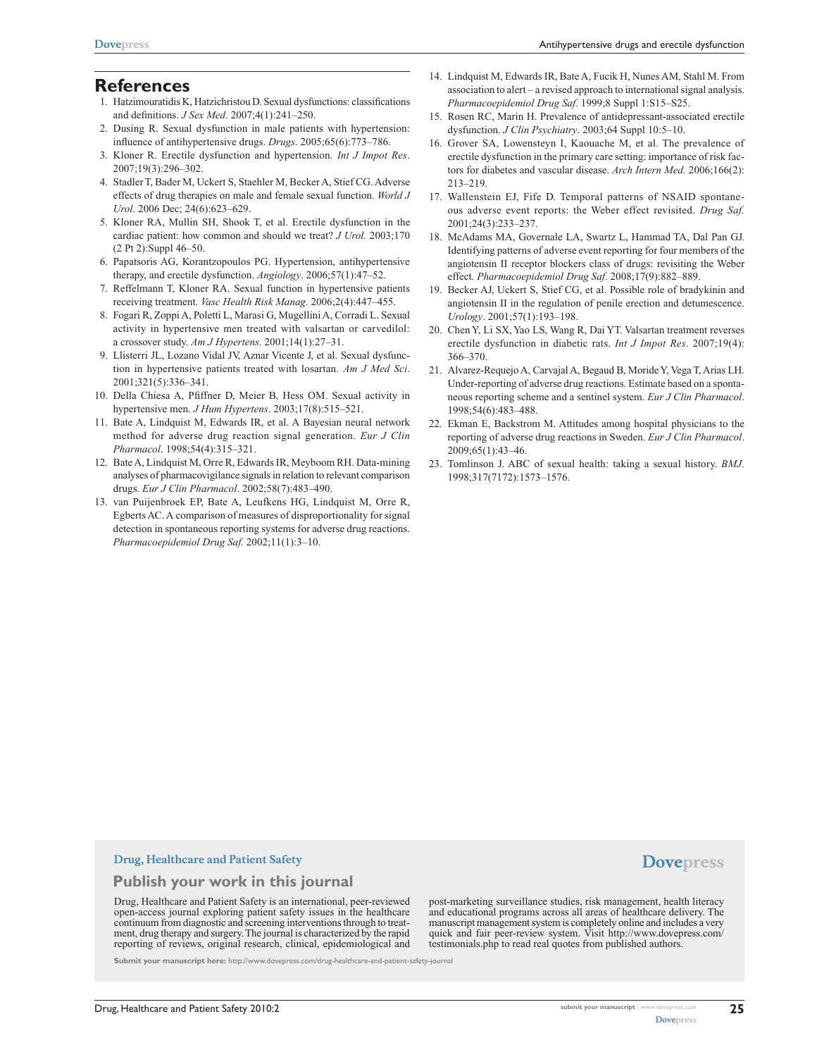## References

1. Hatzimouratidis K, Hatzichristou D. Sexual dysfunctions: classifications and definitions. *J Sex Med*. 2007;4(1):241–250.
2. Dusing R. Sexual dysfunction in male patients with hypertension: influence of antihypertensive drugs. *Drugs*. 2005;65(6):773–786.
3. Kloner R. Erectile dysfunction and hypertension. *Int J Impot Res*. 2007;19(3):296–302.
4. Stadler T, Bader M, Uckert S, Staehler M, Becker A, Stief CG. Adverse effects of drug therapies on male and female sexual function. *World J Urol*. 2006 Dec; 24(6):623–629.
5. Kloner RA, Mullin SH, Shook T, et al. Erectile dysfunction in the cardiac patient: how common and should we treat? *J Urol.* 2003;170 (2 Pt 2):Suppl 46–50.
6. Papatsoris AG, Korantzopoulos PG. Hypertension, antihypertensive therapy, and erectile dysfunction. *Angiology*. 2006;57(1):47–52.
7. Reffelmann T, Kloner RA. Sexual function in hypertensive patients receiving treatment. *Vasc Health Risk Manag*. 2006;2(4):447–455.
8. Fogari R, Zoppi A, Poletti L, Marasi G, Mugellini A, Corradi L. Sexual activity in hypertensive men treated with valsartan or carvedilol: a crossover study. *Am J Hypertens.* 2001;14(1):27–31.
9. Llisterri JL, Lozano Vidal JV, Aznar Vicente J, et al. Sexual dysfunction in hypertensive patients treated with losartan. *Am J Med Sci*. 2001;321(5):336–341.
10. Della Chiesa A, Pfiffner D, Meier B, Hess OM. Sexual activity in hypertensive men. *J Hum Hypertens*. 2003;17(8):515–521.
11. Bate A, Lindquist M, Edwards IR, et al. A Bayesian neural network method for adverse drug reaction signal generation. *Eur J Clin Pharmacol*. 1998;54(4):315–321.
12. Bate A, Lindquist M, Orre R, Edwards IR, Meyboom RH. Data-mining analyses of pharmacovigilance signals in relation to relevant comparison drugs. *Eur J Clin Pharmacol*. 2002;58(7):483–490.
13. van Puijenbroek EP, Bate A, Leufkens HG, Lindquist M, Orre R, Egberts AC. A comparison of measures of disproportionality for signal detection in spontaneous reporting systems for adverse drug reactions. *Pharmacoepidemiol Drug Saf.* 2002;11(1):3–10.
14. Lindquist M, Edwards IR, Bate A, Fucik H, Nunes AM, Stahl M. From association to alert – a revised approach to international signal analysis. *Pharmacoepidemiol Drug Saf*. 1999;8 Suppl 1:S15–S25.
15. Rosen RC, Marin H. Prevalence of antidepressant-associated erectile dysfunction. *J Clin Psychiatry*. 2003;64 Suppl 10:5–10.
16. Grover SA, Lowensteyn I, Kaouache M, et al. The prevalence of erectile dysfunction in the primary care setting: importance of risk factors for diabetes and vascular disease. *Arch Intern Med.* 2006;166(2): 213–219.
17. Wallenstein EJ, Fife D. Temporal patterns of NSAID spontaneous adverse event reports: the Weber effect revisited. *Drug Saf.* 2001;24(3):233–237.
18. McAdams MA, Governale LA, Swartz L, Hammad TA, Dal Pan GJ. Identifying patterns of adverse event reporting for four members of the angiotensin II receptor blockers class of drugs: revisiting the Weber effect. *Pharmacoepidemiol Drug Saf*. 2008;17(9):882–889.
19. Becker AJ, Uckert S, Stief CG, et al. Possible role of bradykinin and angiotensin II in the regulation of penile erection and detumescence. *Urology*. 2001;57(1):193–198.
20. Chen Y, Li SX, Yao LS, Wang R, Dai YT. Valsartan treatment reverses erectile dysfunction in diabetic rats. *Int J Impot Res*. 2007;19(4): 366–370.
21. Alvarez-Requejo A, Carvajal A, Begaud B, Moride Y, Vega T, Arias LH. Under-reporting of adverse drug reactions. Estimate based on a spontaneous reporting scheme and a sentinel system. *Eur J Clin Pharmacol*. 1998;54(6):483–488.
22. Ekman E, Backstrom M. Attitudes among hospital physicians to the reporting of adverse drug reactions in Sweden. *Eur J Clin Pharmacol*. 2009;65(1):43–46.
23. Tomlinson J. ABC of sexual health: taking a sexual history. *BMJ*. 1998;317(7172):1573–1576.

**Drug, Healthcare and Patient Safety**

**Publish your work in this journal**

Drug, Healthcare and Patient Safety is an international, peer-reviewed open-access journal exploring patient safety issues in the healthcare continuum from diagnostic and screening interventions through to treatment, drug therapy and surgery. The journal is characterized by the rapid reporting of reviews, original research, clinical, epidemiological and post-marketing surveillance studies, risk management, health literacy and educational programs across all areas of healthcare delivery. The manuscript management system is completely online and includes a very quick and fair peer-review system. Visit http://www.dovepress.com/testimonials.php to read real quotes from published authors.

**Submit your manuscript here:** http://www.dovepress.com/drug-healthcare-and-patient-safety-journal